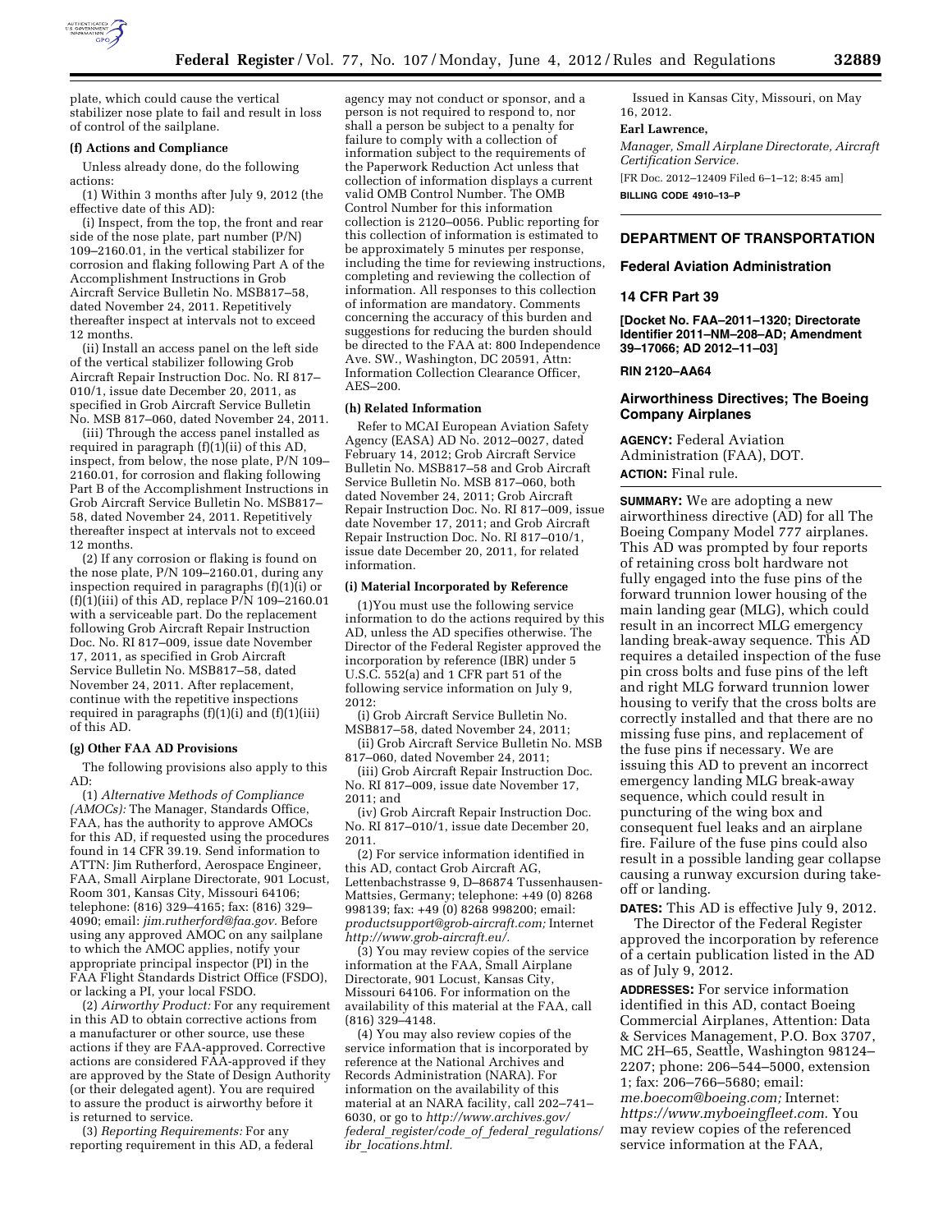plate, which could cause the vertical stabilizer nose plate to fail and result in loss of control of the sailplane.

**(f) Actions and Compliance**

Unless already done, do the following actions:

(1) Within 3 months after July 9, 2012 (the effective date of this AD):

(i) Inspect, from the top, the front and rear side of the nose plate, part number (P/N) 109–2160.01, in the vertical stabilizer for corrosion and flaking following Part A of the Accomplishment Instructions in Grob Aircraft Service Bulletin No. MSB817–58, dated November 24, 2011. Repetitively thereafter inspect at intervals not to exceed 12 months.

(ii) Install an access panel on the left side of the vertical stabilizer following Grob Aircraft Repair Instruction Doc. No. RI 817–010/1, issue date December 20, 2011, as specified in Grob Aircraft Service Bulletin No. MSB 817–060, dated November 24, 2011.

(iii) Through the access panel installed as required in paragraph (f)(1)(ii) of this AD, inspect, from below, the nose plate, P/N 109–2160.01, for corrosion and flaking following Part B of the Accomplishment Instructions in Grob Aircraft Service Bulletin No. MSB817–58, dated November 24, 2011. Repetitively thereafter inspect at intervals not to exceed 12 months.

(2) If any corrosion or flaking is found on the nose plate, P/N 109–2160.01, during any inspection required in paragraphs (f)(1)(i) or (f)(1)(iii) of this AD, replace P/N 109–2160.01 with a serviceable part. Do the replacement following Grob Aircraft Repair Instruction Doc. No. RI 817–009, issue date November 17, 2011, as specified in Grob Aircraft Service Bulletin No. MSB817–58, dated November 24, 2011. After replacement, continue with the repetitive inspections required in paragraphs (f)(1)(i) and (f)(1)(iii) of this AD.

**(g) Other FAA AD Provisions**

The following provisions also apply to this AD:

(1) *Alternative Methods of Compliance (AMOCs):* The Manager, Standards Office, FAA, has the authority to approve AMOCs for this AD, if requested using the procedures found in 14 CFR 39.19. Send information to ATTN: Jim Rutherford, Aerospace Engineer, FAA, Small Airplane Directorate, 901 Locust, Room 301, Kansas City, Missouri 64106; telephone: (816) 329–4165; fax: (816) 329–4090; email: *jim.rutherford@faa.gov.* Before using any approved AMOC on any sailplane to which the AMOC applies, notify your appropriate principal inspector (PI) in the FAA Flight Standards District Office (FSDO), or lacking a PI, your local FSDO.

(2) *Airworthy Product:* For any requirement in this AD to obtain corrective actions from a manufacturer or other source, use these actions if they are FAA-approved. Corrective actions are considered FAA-approved if they are approved by the State of Design Authority (or their delegated agent). You are required to assure the product is airworthy before it is returned to service.

(3) *Reporting Requirements:* For any reporting requirement in this AD, a federal agency may not conduct or sponsor, and a person is not required to respond to, nor shall a person be subject to a penalty for failure to comply with a collection of information subject to the requirements of the Paperwork Reduction Act unless that collection of information displays a current valid OMB Control Number. The OMB Control Number for this information collection is 2120–0056. Public reporting for this collection of information is estimated to be approximately 5 minutes per response, including the time for reviewing instructions, completing and reviewing the collection of information. All responses to this collection of information are mandatory. Comments concerning the accuracy of this burden and suggestions for reducing the burden should be directed to the FAA at: 800 Independence Ave. SW., Washington, DC 20591, Attn: Information Collection Clearance Officer, AES–200.

**(h) Related Information**

Refer to MCAI European Aviation Safety Agency (EASA) AD No. 2012–0027, dated February 14, 2012; Grob Aircraft Service Bulletin No. MSB817–58 and Grob Aircraft Service Bulletin No. MSB 817–060, both dated November 24, 2011; Grob Aircraft Repair Instruction Doc. No. RI 817–009, issue date November 17, 2011; and Grob Aircraft Repair Instruction Doc. No. RI 817–010/1, issue date December 20, 2011, for related information.

**(i) Material Incorporated by Reference**

(1)You must use the following service information to do the actions required by this AD, unless the AD specifies otherwise. The Director of the Federal Register approved the incorporation by reference (IBR) under 5 U.S.C. 552(a) and 1 CFR part 51 of the following service information on July 9, 2012:

(i) Grob Aircraft Service Bulletin No. MSB817–58, dated November 24, 2011;

(ii) Grob Aircraft Service Bulletin No. MSB 817–060, dated November 24, 2011;

(iii) Grob Aircraft Repair Instruction Doc. No. RI 817–009, issue date November 17, 2011; and

(iv) Grob Aircraft Repair Instruction Doc. No. RI 817–010/1, issue date December 20, 2011.

(2) For service information identified in this AD, contact Grob Aircraft AG, Lettenbachstrasse 9, D–86874 Tussenhausen-Mattsies, Germany; telephone: +49 (0) 8268 998139; fax: +49 (0) 8268 998200; email: *productsupport@grob-aircraft.com;* Internet *http://www.grob-aircraft.eu/.*

(3) You may review copies of the service information at the FAA, Small Airplane Directorate, 901 Locust, Kansas City, Missouri 64106. For information on the availability of this material at the FAA, call (816) 329–4148.

(4) You may also review copies of the service information that is incorporated by reference at the National Archives and Records Administration (NARA). For information on the availability of this material at an NARA facility, call 202–741–6030, or go to *http://www.archives.gov/federal_register/code_of_federal_regulations/ibr_locations.html.*

Issued in Kansas City, Missouri, on May 16, 2012.

**Earl Lawrence,**

*Manager, Small Airplane Directorate, Aircraft Certification Service.*

[FR Doc. 2012–12409 Filed 6–1–12; 8:45 am]

**BILLING CODE 4910–13–P**

---

## DEPARTMENT OF TRANSPORTATION

### Federal Aviation Administration

### 14 CFR Part 39

**[Docket No. FAA–2011–1320; Directorate Identifier 2011–NM–208–AD; Amendment 39–17066; AD 2012–11–03]**

**RIN 2120–AA64**

### Airworthiness Directives; The Boeing Company Airplanes

**AGENCY:** Federal Aviation Administration (FAA), DOT.

**ACTION:** Final rule.

**SUMMARY:** We are adopting a new airworthiness directive (AD) for all The Boeing Company Model 777 airplanes. This AD was prompted by four reports of retaining cross bolt hardware not fully engaged into the fuse pins of the forward trunnion lower housing of the main landing gear (MLG), which could result in an incorrect MLG emergency landing break-away sequence. This AD requires a detailed inspection of the fuse pin cross bolts and fuse pins of the left and right MLG forward trunnion lower housing to verify that the cross bolts are correctly installed and that there are no missing fuse pins, and replacement of the fuse pins if necessary. We are issuing this AD to prevent an incorrect emergency landing MLG break-away sequence, which could result in puncturing of the wing box and consequent fuel leaks and an airplane fire. Failure of the fuse pins could also result in a possible landing gear collapse causing a runway excursion during take-off or landing.

**DATES:** This AD is effective July 9, 2012.

The Director of the Federal Register approved the incorporation by reference of a certain publication listed in the AD as of July 9, 2012.

**ADDRESSES:** For service information identified in this AD, contact Boeing Commercial Airplanes, Attention: Data & Services Management, P.O. Box 3707, MC 2H–65, Seattle, Washington 98124–2207; phone: 206–544–5000, extension 1; fax: 206–766–5680; email: *me.boecom@boeing.com;* Internet: *https://www.myboeingfleet.com.* You may review copies of the referenced service information at the FAA,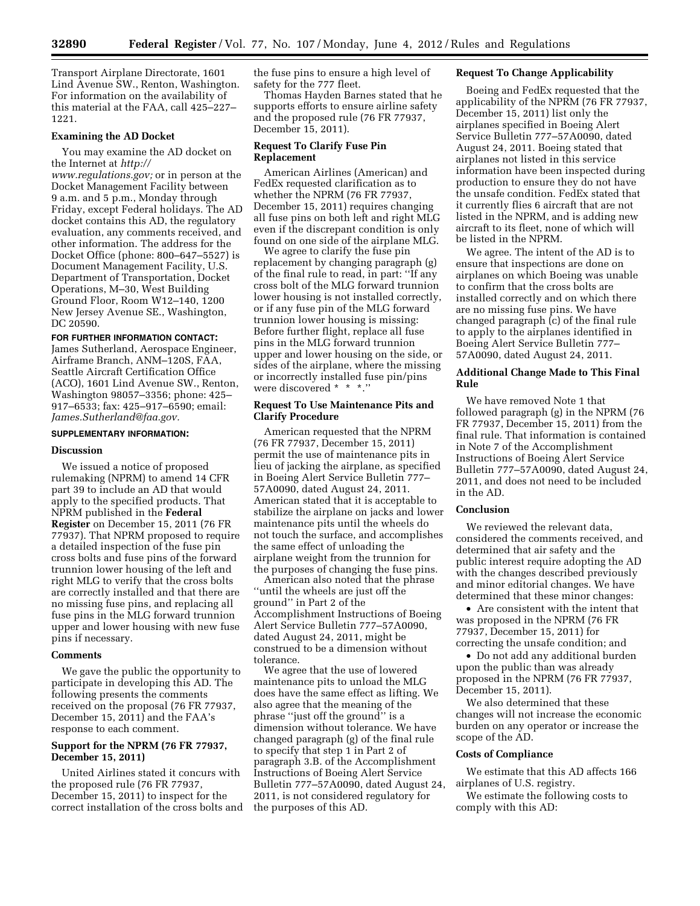Transport Airplane Directorate, 1601 Lind Avenue SW., Renton, Washington. For information on the availability of this material at the FAA, call 425–227–1221.

**Examining the AD Docket**

You may examine the AD docket on the Internet at *http://www.regulations.gov;* or in person at the Docket Management Facility between 9 a.m. and 5 p.m., Monday through Friday, except Federal holidays. The AD docket contains this AD, the regulatory evaluation, any comments received, and other information. The address for the Docket Office (phone: 800–647–5527) is Document Management Facility, U.S. Department of Transportation, Docket Operations, M–30, West Building Ground Floor, Room W12–140, 1200 New Jersey Avenue SE., Washington, DC 20590.

**FOR FURTHER INFORMATION CONTACT:** James Sutherland, Aerospace Engineer, Airframe Branch, ANM–120S, FAA, Seattle Aircraft Certification Office (ACO), 1601 Lind Avenue SW., Renton, Washington 98057–3356; phone: 425–917–6533; fax: 425–917–6590; email: *James.Sutherland@faa.gov.*

**SUPPLEMENTARY INFORMATION:**

**Discussion**

We issued a notice of proposed rulemaking (NPRM) to amend 14 CFR part 39 to include an AD that would apply to the specified products. That NPRM published in the **Federal Register** on December 15, 2011 (76 FR 77937). That NPRM proposed to require a detailed inspection of the fuse pin cross bolts and fuse pins of the forward trunnion lower housing of the left and right MLG to verify that the cross bolts are correctly installed and that there are no missing fuse pins, and replacing all fuse pins in the MLG forward trunnion upper and lower housing with new fuse pins if necessary.

**Comments**

We gave the public the opportunity to participate in developing this AD. The following presents the comments received on the proposal (76 FR 77937, December 15, 2011) and the FAA's response to each comment.

**Support for the NPRM (76 FR 77937, December 15, 2011)**

United Airlines stated it concurs with the proposed rule (76 FR 77937, December 15, 2011) to inspect for the correct installation of the cross bolts and the fuse pins to ensure a high level of safety for the 777 fleet.

Thomas Hayden Barnes stated that he supports efforts to ensure airline safety and the proposed rule (76 FR 77937, December 15, 2011).

**Request To Clarify Fuse Pin Replacement**

American Airlines (American) and FedEx requested clarification as to whether the NPRM (76 FR 77937, December 15, 2011) requires changing all fuse pins on both left and right MLG even if the discrepant condition is only found on one side of the airplane MLG.

We agree to clarify the fuse pin replacement by changing paragraph (g) of the final rule to read, in part: ''If any cross bolt of the MLG forward trunnion lower housing is not installed correctly, or if any fuse pin of the MLG forward trunnion lower housing is missing: Before further flight, replace all fuse pins in the MLG forward trunnion upper and lower housing on the side, or sides of the airplane, where the missing or incorrectly installed fuse pin/pins were discovered * * *.''

**Request To Use Maintenance Pits and Clarify Procedure**

American requested that the NPRM (76 FR 77937, December 15, 2011) permit the use of maintenance pits in lieu of jacking the airplane, as specified in Boeing Alert Service Bulletin 777–57A0090, dated August 24, 2011. American stated that it is acceptable to stabilize the airplane on jacks and lower maintenance pits until the wheels do not touch the surface, and accomplishes the same effect of unloading the airplane weight from the trunnion for the purposes of changing the fuse pins.

American also noted that the phrase ''until the wheels are just off the ground'' in Part 2 of the Accomplishment Instructions of Boeing Alert Service Bulletin 777–57A0090, dated August 24, 2011, might be construed to be a dimension without tolerance.

We agree that the use of lowered maintenance pits to unload the MLG does have the same effect as lifting. We also agree that the meaning of the phrase ''just off the ground'' is a dimension without tolerance. We have changed paragraph (g) of the final rule to specify that step 1 in Part 2 of paragraph 3.B. of the Accomplishment Instructions of Boeing Alert Service Bulletin 777–57A0090, dated August 24, 2011, is not considered regulatory for the purposes of this AD.

**Request To Change Applicability**

Boeing and FedEx requested that the applicability of the NPRM (76 FR 77937, December 15, 2011) list only the airplanes specified in Boeing Alert Service Bulletin 777–57A0090, dated August 24, 2011. Boeing stated that airplanes not listed in this service information have been inspected during production to ensure they do not have the unsafe condition. FedEx stated that it currently flies 6 aircraft that are not listed in the NPRM, and is adding new aircraft to its fleet, none of which will be listed in the NPRM.

We agree. The intent of the AD is to ensure that inspections are done on airplanes on which Boeing was unable to confirm that the cross bolts are installed correctly and on which there are no missing fuse pins. We have changed paragraph (c) of the final rule to apply to the airplanes identified in Boeing Alert Service Bulletin 777–57A0090, dated August 24, 2011.

**Additional Change Made to This Final Rule**

We have removed Note 1 that followed paragraph (g) in the NPRM (76 FR 77937, December 15, 2011) from the final rule. That information is contained in Note 7 of the Accomplishment Instructions of Boeing Alert Service Bulletin 777–57A0090, dated August 24, 2011, and does not need to be included in the AD.

**Conclusion**

We reviewed the relevant data, considered the comments received, and determined that air safety and the public interest require adopting the AD with the changes described previously and minor editorial changes. We have determined that these minor changes:

- Are consistent with the intent that was proposed in the NPRM (76 FR 77937, December 15, 2011) for correcting the unsafe condition; and
- Do not add any additional burden upon the public than was already proposed in the NPRM (76 FR 77937, December 15, 2011).

We also determined that these changes will not increase the economic burden on any operator or increase the scope of the AD.

**Costs of Compliance**

We estimate that this AD affects 166 airplanes of U.S. registry.

We estimate the following costs to comply with this AD: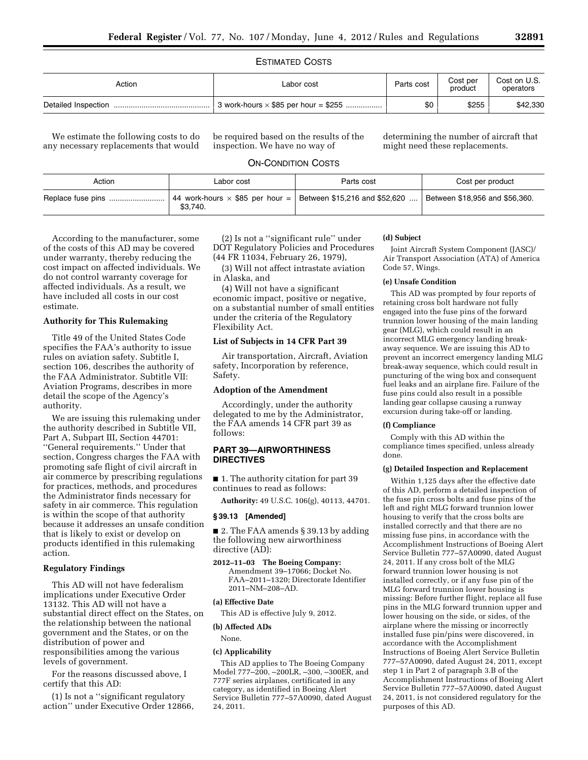ESTIMATED COSTS

| Action | Labor cost | Parts cost | Cost per product | Cost on U.S. operators |
| --- | --- | --- | --- | --- |
| Detailed Inspection | 3 work-hours × $85 per hour = $255 | $0 | $255 | $42,330 |

We estimate the following costs to do any necessary replacements that would be required based on the results of the inspection. We have no way of determining the number of aircraft that might need these replacements.

ON-CONDITION COSTS

| Action | Labor cost | Parts cost | Cost per product |
| --- | --- | --- | --- |
| Replace fuse pins | 44 work-hours × $85 per hour = $3,740. | Between $15,216 and $52,620 | Between $18,956 and $56,360. |

According to the manufacturer, some of the costs of this AD may be covered under warranty, thereby reducing the cost impact on affected individuals. We do not control warranty coverage for affected individuals. As a result, we have included all costs in our cost estimate.

**Authority for This Rulemaking**

Title 49 of the United States Code specifies the FAA's authority to issue rules on aviation safety. Subtitle I, section 106, describes the authority of the FAA Administrator. Subtitle VII: Aviation Programs, describes in more detail the scope of the Agency's authority.

We are issuing this rulemaking under the authority described in Subtitle VII, Part A, Subpart III, Section 44701: ''General requirements.'' Under that section, Congress charges the FAA with promoting safe flight of civil aircraft in air commerce by prescribing regulations for practices, methods, and procedures the Administrator finds necessary for safety in air commerce. This regulation is within the scope of that authority because it addresses an unsafe condition that is likely to exist or develop on products identified in this rulemaking action.

**Regulatory Findings**

This AD will not have federalism implications under Executive Order 13132. This AD will not have a substantial direct effect on the States, on the relationship between the national government and the States, or on the distribution of power and responsibilities among the various levels of government.

For the reasons discussed above, I certify that this AD:

(1) Is not a ''significant regulatory action'' under Executive Order 12866,

(2) Is not a ''significant rule'' under DOT Regulatory Policies and Procedures (44 FR 11034, February 26, 1979),

(3) Will not affect intrastate aviation in Alaska, and

(4) Will not have a significant economic impact, positive or negative, on a substantial number of small entities under the criteria of the Regulatory Flexibility Act.

**List of Subjects in 14 CFR Part 39**

Air transportation, Aircraft, Aviation safety, Incorporation by reference, Safety.

**Adoption of the Amendment**

Accordingly, under the authority delegated to me by the Administrator, the FAA amends 14 CFR part 39 as follows:

**PART 39—AIRWORTHINESS DIRECTIVES**

■ 1. The authority citation for part 39 continues to read as follows:

**Authority:** 49 U.S.C. 106(g), 40113, 44701.

**§ 39.13 [Amended]**

■ 2. The FAA amends § 39.13 by adding the following new airworthiness directive (AD):

**2012–11–03 The Boeing Company:** Amendment 39–17066; Docket No. FAA–2011–1320; Directorate Identifier 2011–NM–208–AD.

**(a) Effective Date**

This AD is effective July 9, 2012.

**(b) Affected ADs**

None.

**(c) Applicability**

This AD applies to The Boeing Company Model 777–200, –200LR, –300, –300ER, and 777F series airplanes, certificated in any category, as identified in Boeing Alert Service Bulletin 777–57A0090, dated August 24, 2011.

**(d) Subject**

Joint Aircraft System Component (JASC)/ Air Transport Association (ATA) of America Code 57, Wings.

**(e) Unsafe Condition**

This AD was prompted by four reports of retaining cross bolt hardware not fully engaged into the fuse pins of the forward trunnion lower housing of the main landing gear (MLG), which could result in an incorrect MLG emergency landing break-away sequence. We are issuing this AD to prevent an incorrect emergency landing MLG break-away sequence, which could result in puncturing of the wing box and consequent fuel leaks and an airplane fire. Failure of the fuse pins could also result in a possible landing gear collapse causing a runway excursion during take-off or landing.

**(f) Compliance**

Comply with this AD within the compliance times specified, unless already done.

**(g) Detailed Inspection and Replacement**

Within 1,125 days after the effective date of this AD, perform a detailed inspection of the fuse pin cross bolts and fuse pins of the left and right MLG forward trunnion lower housing to verify that the cross bolts are installed correctly and that there are no missing fuse pins, in accordance with the Accomplishment Instructions of Boeing Alert Service Bulletin 777–57A0090, dated August 24, 2011. If any cross bolt of the MLG forward trunnion lower housing is not installed correctly, or if any fuse pin of the MLG forward trunnion lower housing is missing: Before further flight, replace all fuse pins in the MLG forward trunnion upper and lower housing on the side, or sides, of the airplane where the missing or incorrectly installed fuse pin/pins were discovered, in accordance with the Accomplishment Instructions of Boeing Alert Service Bulletin 777–57A0090, dated August 24, 2011, except step 1 in Part 2 of paragraph 3.B of the Accomplishment Instructions of Boeing Alert Service Bulletin 777–57A0090, dated August 24, 2011, is not considered regulatory for the purposes of this AD.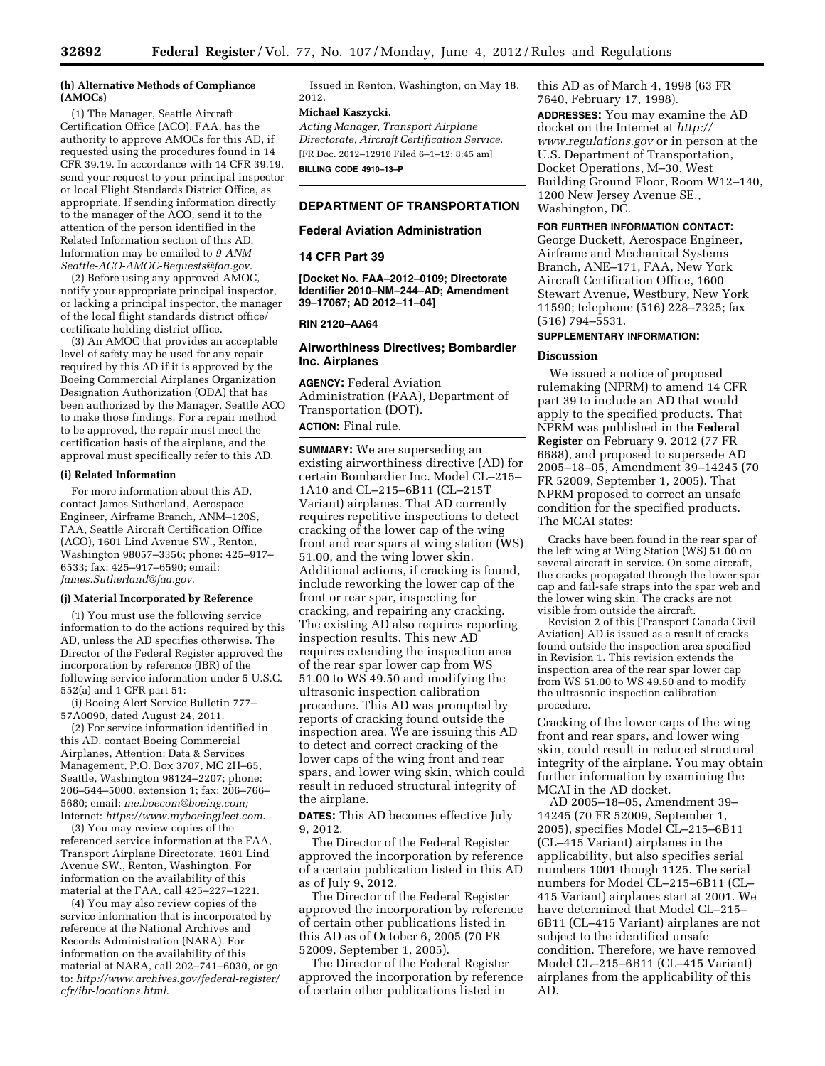**(h) Alternative Methods of Compliance (AMOCs)**

(1) The Manager, Seattle Aircraft Certification Office (ACO), FAA, has the authority to approve AMOCs for this AD, if requested using the procedures found in 14 CFR 39.19. In accordance with 14 CFR 39.19, send your request to your principal inspector or local Flight Standards District Office, as appropriate. If sending information directly to the manager of the ACO, send it to the attention of the person identified in the Related Information section of this AD. Information may be emailed to *9-ANM-Seattle-ACO-AMOC-Requests@faa.gov*.

(2) Before using any approved AMOC, notify your appropriate principal inspector, or lacking a principal inspector, the manager of the local flight standards district office/certificate holding district office.

(3) An AMOC that provides an acceptable level of safety may be used for any repair required by this AD if it is approved by the Boeing Commercial Airplanes Organization Designation Authorization (ODA) that has been authorized by the Manager, Seattle ACO to make those findings. For a repair method to be approved, the repair must meet the certification basis of the airplane, and the approval must specifically refer to this AD.

**(i) Related Information**

For more information about this AD, contact James Sutherland, Aerospace Engineer, Airframe Branch, ANM–120S, FAA, Seattle Aircraft Certification Office (ACO), 1601 Lind Avenue SW., Renton, Washington 98057–3356; phone: 425–917–6533; fax: 425–917–6590; email: *James.Sutherland@faa.gov*.

**(j) Material Incorporated by Reference**

(1) You must use the following service information to do the actions required by this AD, unless the AD specifies otherwise. The Director of the Federal Register approved the incorporation by reference (IBR) of the following service information under 5 U.S.C. 552(a) and 1 CFR part 51:

(i) Boeing Alert Service Bulletin 777–57A0090, dated August 24, 2011.

(2) For service information identified in this AD, contact Boeing Commercial Airplanes, Attention: Data & Services Management, P.O. Box 3707, MC 2H–65, Seattle, Washington 98124–2207; phone: 206–544–5000, extension 1; fax: 206–766–5680; email: *me.boecom@boeing.com;* Internet: *https://www.myboeingfleet.com*.

(3) You may review copies of the referenced service information at the FAA, Transport Airplane Directorate, 1601 Lind Avenue SW., Renton, Washington. For information on the availability of this material at the FAA, call 425–227–1221.

(4) You may also review copies of the service information that is incorporated by reference at the National Archives and Records Administration (NARA). For information on the availability of this material at NARA, call 202–741–6030, or go to: *http://www.archives.gov/federal-register/cfr/ibr-locations.html*.

Issued in Renton, Washington, on May 18, 2012.

**Michael Kaszycki,**

*Acting Manager, Transport Airplane Directorate, Aircraft Certification Service.*

[FR Doc. 2012–12910 Filed 6–1–12; 8:45 am]

**BILLING CODE 4910–13–P**

---

## DEPARTMENT OF TRANSPORTATION

### Federal Aviation Administration

### 14 CFR Part 39

**[Docket No. FAA–2012–0109; Directorate Identifier 2010–NM–244–AD; Amendment 39–17067; AD 2012–11–04]**

**RIN 2120–AA64**

## Airworthiness Directives; Bombardier Inc. Airplanes

**AGENCY:** Federal Aviation Administration (FAA), Department of Transportation (DOT).

**ACTION:** Final rule.

**SUMMARY:** We are superseding an existing airworthiness directive (AD) for certain Bombardier Inc. Model CL–215–1A10 and CL–215–6B11 (CL–215T Variant) airplanes. That AD currently requires repetitive inspections to detect cracking of the lower cap of the wing front and rear spars at wing station (WS) 51.00, and the wing lower skin. Additional actions, if cracking is found, include reworking the lower cap of the front or rear spar, inspecting for cracking, and repairing any cracking. The existing AD also requires reporting inspection results. This new AD requires extending the inspection area of the rear spar lower cap from WS 51.00 to WS 49.50 and modifying the ultrasonic inspection calibration procedure. This AD was prompted by reports of cracking found outside the inspection area. We are issuing this AD to detect and correct cracking of the lower caps of the wing front and rear spars, and lower wing skin, which could result in reduced structural integrity of the airplane.

**DATES:** This AD becomes effective July 9, 2012.

The Director of the Federal Register approved the incorporation by reference of a certain publication listed in this AD as of July 9, 2012.

The Director of the Federal Register approved the incorporation by reference of certain other publications listed in this AD as of October 6, 2005 (70 FR 52009, September 1, 2005).

The Director of the Federal Register approved the incorporation by reference of certain other publications listed in this AD as of March 4, 1998 (63 FR 7640, February 17, 1998).

**ADDRESSES:** You may examine the AD docket on the Internet at *http://www.regulations.gov* or in person at the U.S. Department of Transportation, Docket Operations, M–30, West Building Ground Floor, Room W12–140, 1200 New Jersey Avenue SE., Washington, DC.

**FOR FURTHER INFORMATION CONTACT:** George Duckett, Aerospace Engineer, Airframe and Mechanical Systems Branch, ANE–171, FAA, New York Aircraft Certification Office, 1600 Stewart Avenue, Westbury, New York 11590; telephone (516) 228–7325; fax (516) 794–5531.

**SUPPLEMENTARY INFORMATION:**

### Discussion

We issued a notice of proposed rulemaking (NPRM) to amend 14 CFR part 39 to include an AD that would apply to the specified products. That NPRM was published in the **Federal Register** on February 9, 2012 (77 FR 6688), and proposed to supersede AD 2005–18–05, Amendment 39–14245 (70 FR 52009, September 1, 2005). That NPRM proposed to correct an unsafe condition for the specified products. The MCAI states:

> Cracks have been found in the rear spar of the left wing at Wing Station (WS) 51.00 on several aircraft in service. On some aircraft, the cracks propagated through the lower spar cap and fail-safe straps into the spar web and the lower wing skin. The cracks are not visible from outside the aircraft.
>
> Revision 2 of this [Transport Canada Civil Aviation] AD is issued as a result of cracks found outside the inspection area specified in Revision 1. This revision extends the inspection area of the rear spar lower cap from WS 51.00 to WS 49.50 and to modify the ultrasonic inspection calibration procedure.

Cracking of the lower caps of the wing front and rear spars, and lower wing skin, could result in reduced structural integrity of the airplane. You may obtain further information by examining the MCAI in the AD docket.

AD 2005–18–05, Amendment 39–14245 (70 FR 52009, September 1, 2005), specifies Model CL–215–6B11 (CL–415 Variant) airplanes in the applicability, but also specifies serial numbers 1001 though 1125. The serial numbers for Model CL–215–6B11 (CL–415 Variant) airplanes start at 2001. We have determined that Model CL–215–6B11 (CL–415 Variant) airplanes are not subject to the identified unsafe condition. Therefore, we have removed Model CL–215–6B11 (CL–415 Variant) airplanes from the applicability of this AD.